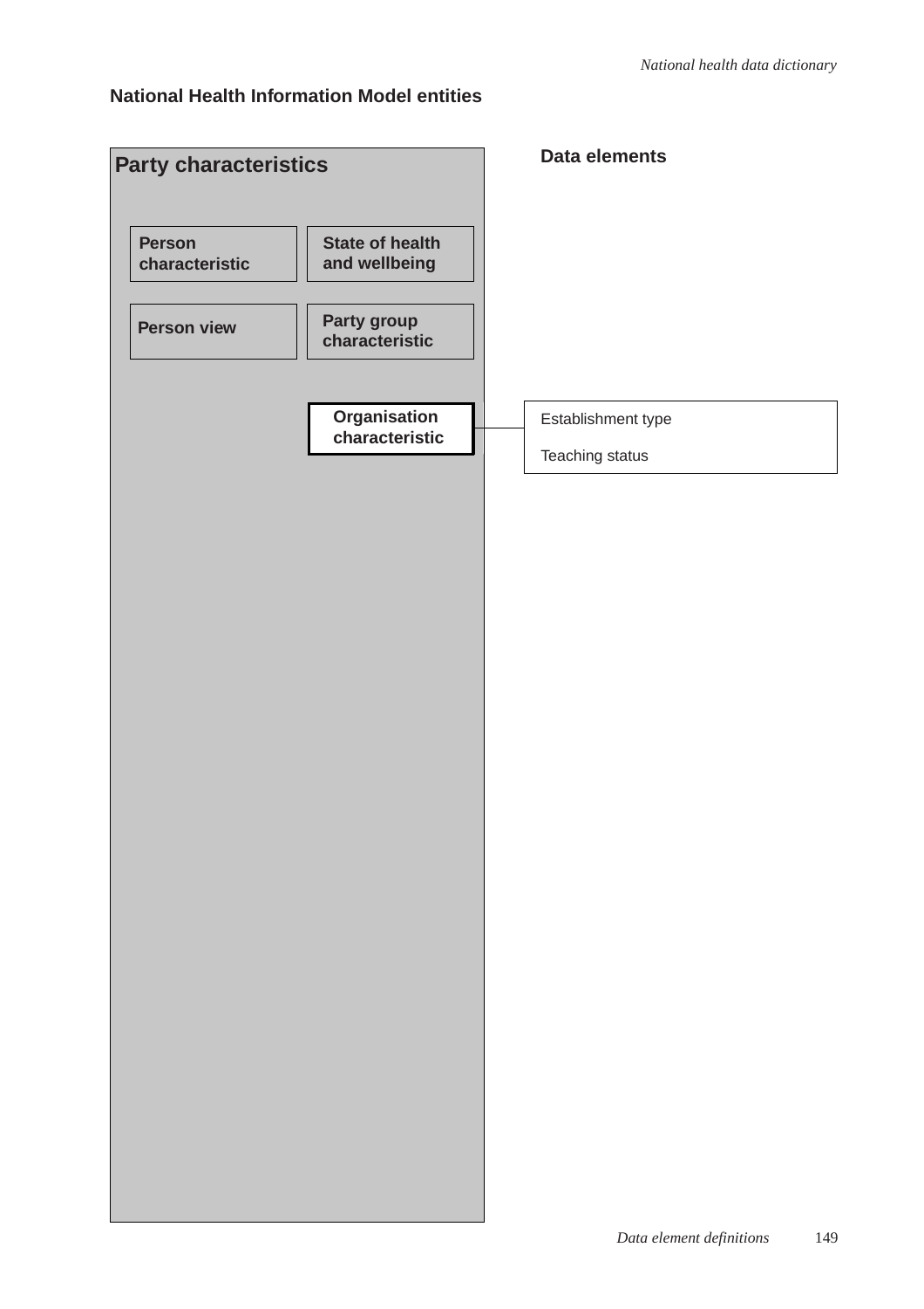## National Health Information Model entities

**Party characteristics**

- **Person characteristic**
- **State of health and wellbeing**
- **Person view**
- **Party group characteristic**
- **Organisation characteristic**

**Data elements**

Organisation characteristic:

- Establishment type
- Teaching status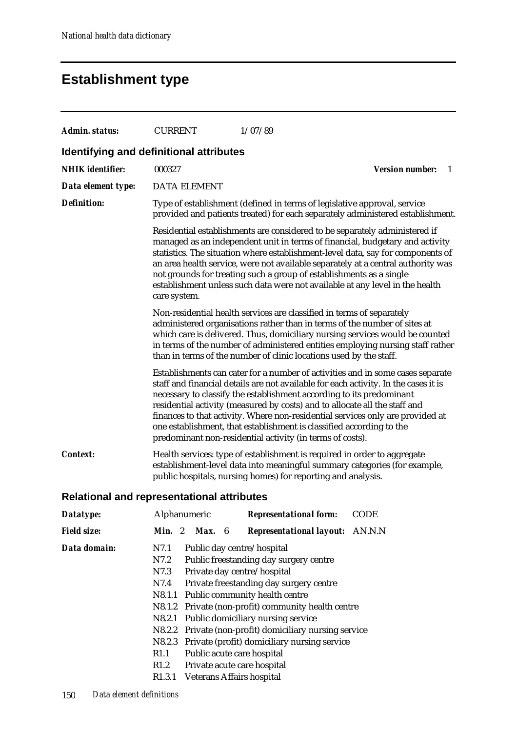# Establishment type

| | | |
|---|---|---|
| ***Admin. status:*** | CURRENT | 1/07/89 |

## Identifying and definitional attributes

**NHIK identifier:** 000327 **Version number:** 1

**Data element type:** DATA ELEMENT

**Definition:** Type of establishment (defined in terms of legislative approval, service provided and patients treated) for each separately administered establishment.

Residential establishments are considered to be separately administered if managed as an independent unit in terms of financial, budgetary and activity statistics. The situation where establishment-level data, say for components of an area health service, were not available separately at a central authority was not grounds for treating such a group of establishments as a single establishment unless such data were not available at any level in the health care system.

Non-residential health services are classified in terms of separately administered organisations rather than in terms of the number of sites at which care is delivered. Thus, domiciliary nursing services would be counted in terms of the number of administered entities employing nursing staff rather than in terms of the number of clinic locations used by the staff.

Establishments can cater for a number of activities and in some cases separate staff and financial details are not available for each activity. In the cases it is necessary to classify the establishment according to its predominant residential activity (measured by costs) and to allocate all the staff and finances to that activity. Where non-residential services only are provided at one establishment, that establishment is classified according to the predominant non-residential activity (in terms of costs).

**Context:** Health services: type of establishment is required in order to aggregate establishment-level data into meaningful summary categories (for example, public hospitals, nursing homes) for reporting and analysis.

## Relational and representational attributes

**Datatype:** Alphanumeric **Representational form:** CODE

**Field size:** **Min.** 2 **Max.** 6 **Representational layout:** AN.N.N

**Data domain:**

| | |
|---|---|
| N7.1 | Public day centre/hospital |
| N7.2 | Public freestanding day surgery centre |
| N7.3 | Private day centre/hospital |
| N7.4 | Private freestanding day surgery centre |
| N8.1.1 | Public community health centre |
| N8.1.2 | Private (non-profit) community health centre |
| N8.2.1 | Public domiciliary nursing service |
| N8.2.2 | Private (non-profit) domiciliary nursing service |
| N8.2.3 | Private (profit) domiciliary nursing service |
| R1.1 | Public acute care hospital |
| R1.2 | Private acute care hospital |
| R1.3.1 | Veterans Affairs hospital |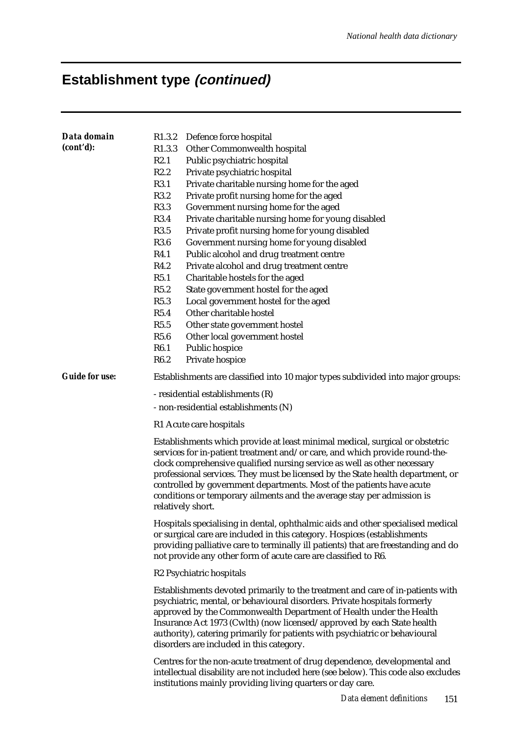## Establishment type *(continued)*

***Data domain (cont'd):***

R1.3.2 Defence force hospital
R1.3.3 Other Commonwealth hospital
R2.1 Public psychiatric hospital
R2.2 Private psychiatric hospital
R3.1 Private charitable nursing home for the aged
R3.2 Private profit nursing home for the aged
R3.3 Government nursing home for the aged
R3.4 Private charitable nursing home for young disabled
R3.5 Private profit nursing home for young disabled
R3.6 Government nursing home for young disabled
R4.1 Public alcohol and drug treatment centre
R4.2 Private alcohol and drug treatment centre
R5.1 Charitable hostels for the aged
R5.2 State government hostel for the aged
R5.3 Local government hostel for the aged
R5.4 Other charitable hostel
R5.5 Other state government hostel
R5.6 Other local government hostel
R6.1 Public hospice
R6.2 Private hospice

***Guide for use:***

Establishments are classified into 10 major types subdivided into major groups:

- residential establishments (R)
- non-residential establishments (N)

R1 Acute care hospitals

Establishments which provide at least minimal medical, surgical or obstetric services for in-patient treatment and/or care, and which provide round-the-clock comprehensive qualified nursing service as well as other necessary professional services. They must be licensed by the State health department, or controlled by government departments. Most of the patients have acute conditions or temporary ailments and the average stay per admission is relatively short.

Hospitals specialising in dental, ophthalmic aids and other specialised medical or surgical care are included in this category. Hospices (establishments providing palliative care to terminally ill patients) that are freestanding and do not provide any other form of acute care are classified to R6.

R2 Psychiatric hospitals

Establishments devoted primarily to the treatment and care of in-patients with psychiatric, mental, or behavioural disorders. Private hospitals formerly approved by the Commonwealth Department of Health under the Health Insurance Act 1973 (Cwlth) (now licensed/approved by each State health authority), catering primarily for patients with psychiatric or behavioural disorders are included in this category.

Centres for the non-acute treatment of drug dependence, developmental and intellectual disability are not included here (see below). This code also excludes institutions mainly providing living quarters or day care.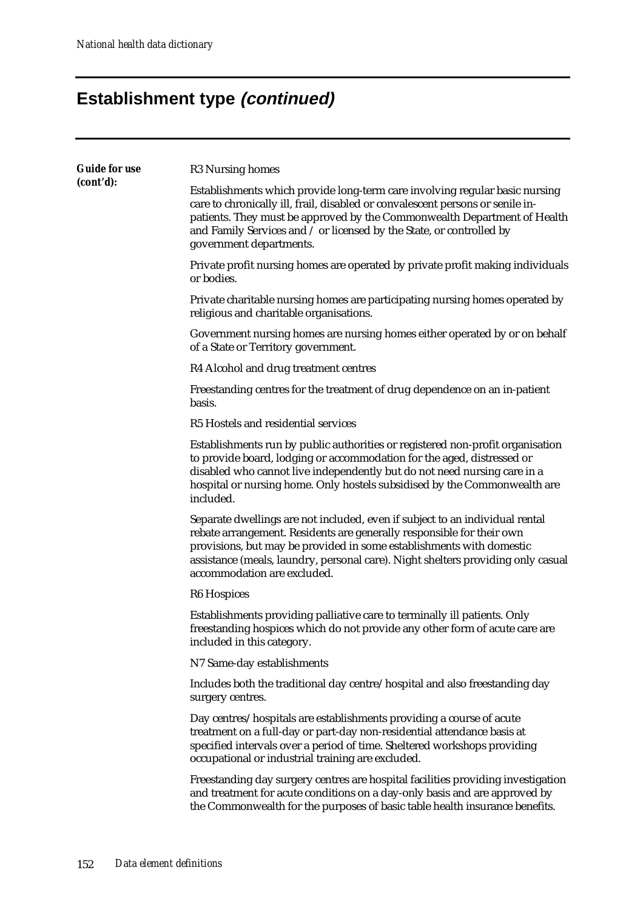## Establishment type *(continued)*

***Guide for use (cont'd):***

R3 Nursing homes

Establishments which provide long-term care involving regular basic nursing care to chronically ill, frail, disabled or convalescent persons or senile in-patients. They must be approved by the Commonwealth Department of Health and Family Services and / or licensed by the State, or controlled by government departments.

Private profit nursing homes are operated by private profit making individuals or bodies.

Private charitable nursing homes are participating nursing homes operated by religious and charitable organisations.

Government nursing homes are nursing homes either operated by or on behalf of a State or Territory government.

R4 Alcohol and drug treatment centres

Freestanding centres for the treatment of drug dependence on an in-patient basis.

R5 Hostels and residential services

Establishments run by public authorities or registered non-profit organisation to provide board, lodging or accommodation for the aged, distressed or disabled who cannot live independently but do not need nursing care in a hospital or nursing home. Only hostels subsidised by the Commonwealth are included.

Separate dwellings are not included, even if subject to an individual rental rebate arrangement. Residents are generally responsible for their own provisions, but may be provided in some establishments with domestic assistance (meals, laundry, personal care). Night shelters providing only casual accommodation are excluded.

R6 Hospices

Establishments providing palliative care to terminally ill patients. Only freestanding hospices which do not provide any other form of acute care are included in this category.

N7 Same-day establishments

Includes both the traditional day centre/hospital and also freestanding day surgery centres.

Day centres/hospitals are establishments providing a course of acute treatment on a full-day or part-day non-residential attendance basis at specified intervals over a period of time. Sheltered workshops providing occupational or industrial training are excluded.

Freestanding day surgery centres are hospital facilities providing investigation and treatment for acute conditions on a day-only basis and are approved by the Commonwealth for the purposes of basic table health insurance benefits.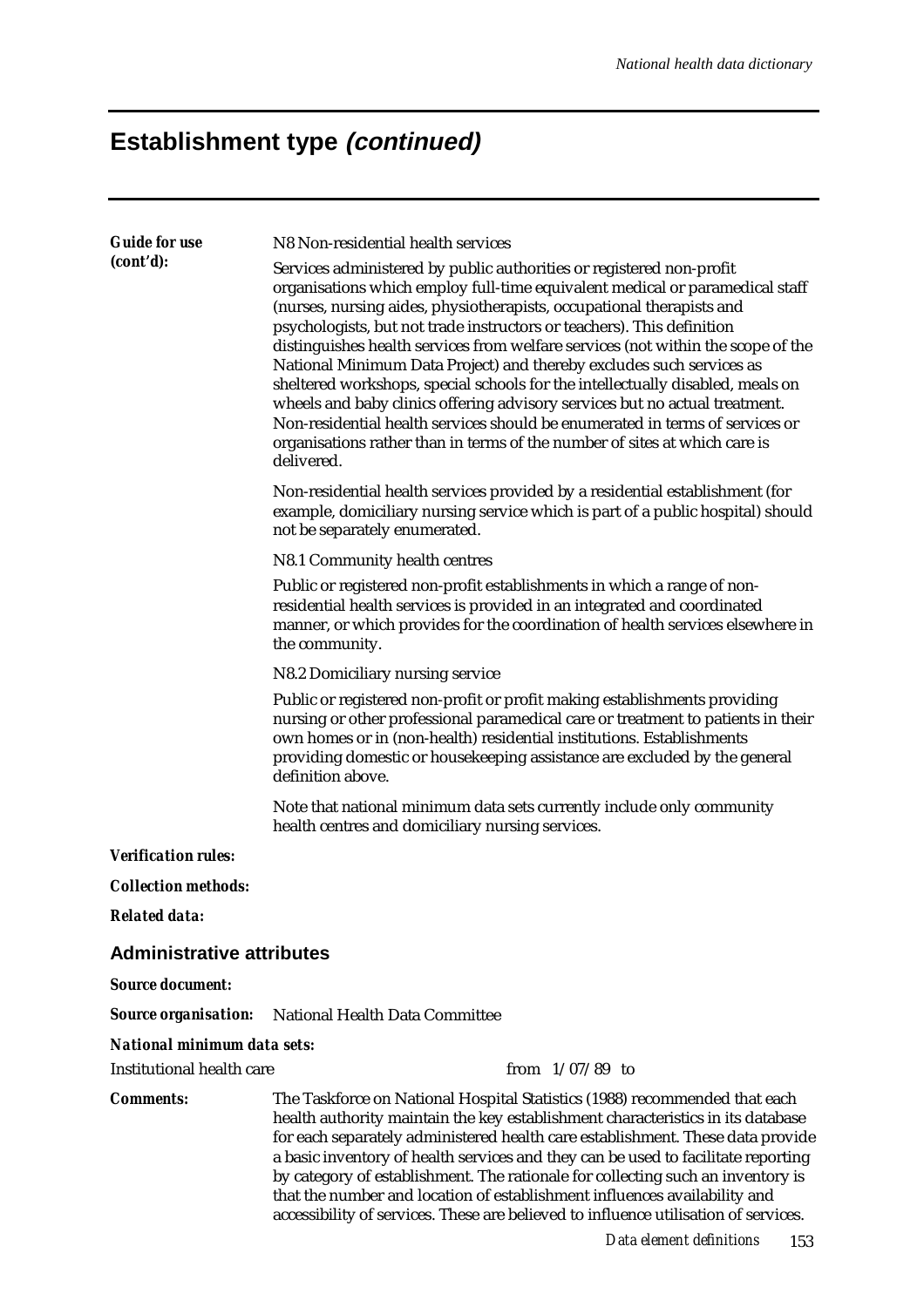## Establishment type *(continued)*

***Guide for use (cont'd):***

N8 Non-residential health services

Services administered by public authorities or registered non-profit organisations which employ full-time equivalent medical or paramedical staff (nurses, nursing aides, physiotherapists, occupational therapists and psychologists, but not trade instructors or teachers). This definition distinguishes health services from welfare services (not within the scope of the National Minimum Data Project) and thereby excludes such services as sheltered workshops, special schools for the intellectually disabled, meals on wheels and baby clinics offering advisory services but no actual treatment. Non-residential health services should be enumerated in terms of services or organisations rather than in terms of the number of sites at which care is delivered.

Non-residential health services provided by a residential establishment (for example, domiciliary nursing service which is part of a public hospital) should not be separately enumerated.

N8.1 Community health centres

Public or registered non-profit establishments in which a range of non-residential health services is provided in an integrated and coordinated manner, or which provides for the coordination of health services elsewhere in the community.

N8.2 Domiciliary nursing service

Public or registered non-profit or profit making establishments providing nursing or other professional paramedical care or treatment to patients in their own homes or in (non-health) residential institutions. Establishments providing domestic or housekeeping assistance are excluded by the general definition above.

Note that national minimum data sets currently include only community health centres and domiciliary nursing services.

***Verification rules:***

***Collection methods:***

***Related data:***

### Administrative attributes

***Source document:***

***Source organisation:*** National Health Data Committee

***National minimum data sets:***

Institutional health care from 1/07/89 to

***Comments:*** The Taskforce on National Hospital Statistics (1988) recommended that each health authority maintain the key establishment characteristics in its database for each separately administered health care establishment. These data provide a basic inventory of health services and they can be used to facilitate reporting by category of establishment. The rationale for collecting such an inventory is that the number and location of establishment influences availability and accessibility of services. These are believed to influence utilisation of services.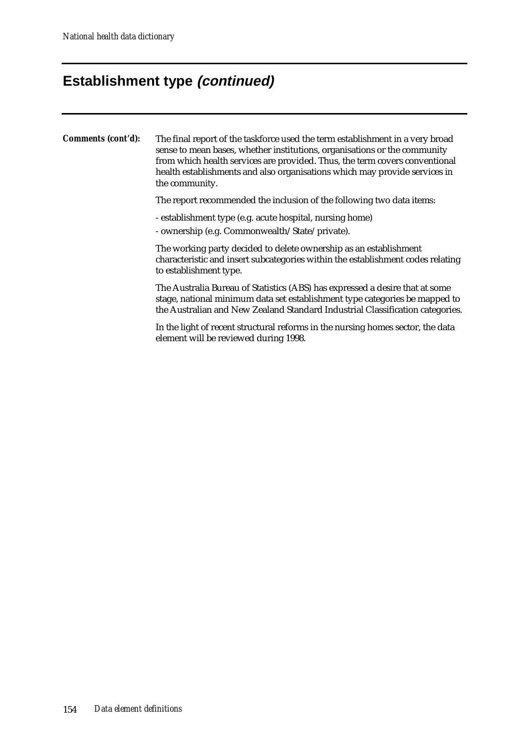## Establishment type *(continued)*

**Comments (cont'd):** The final report of the taskforce used the term establishment in a very broad sense to mean bases, whether institutions, organisations or the community from which health services are provided. Thus, the term covers conventional health establishments and also organisations which may provide services in the community.

The report recommended the inclusion of the following two data items:

- establishment type (e.g. acute hospital, nursing home)
- ownership (e.g. Commonwealth/State/private).

The working party decided to delete ownership as an establishment characteristic and insert subcategories within the establishment codes relating to establishment type.

The Australia Bureau of Statistics (ABS) has expressed a desire that at some stage, national minimum data set establishment type categories be mapped to the Australian and New Zealand Standard Industrial Classification categories.

In the light of recent structural reforms in the nursing homes sector, the data element will be reviewed during 1998.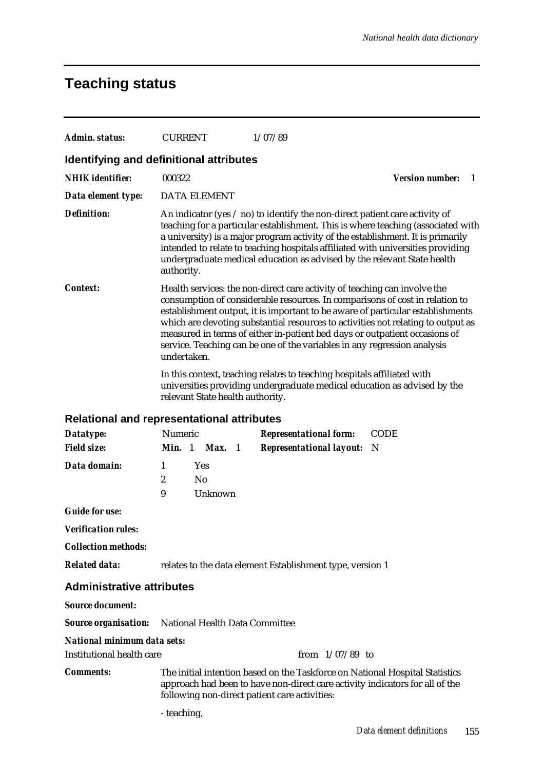# Teaching status

***Admin. status:*** CURRENT 1/07/89

## Identifying and definitional attributes

***NHIK identifier:*** 000322 ***Version number:*** 1

***Data element type:*** DATA ELEMENT

***Definition:*** An indicator (yes / no) to identify the non-direct patient care activity of teaching for a particular establishment. This is where teaching (associated with a university) is a major program activity of the establishment. It is primarily intended to relate to teaching hospitals affiliated with universities providing undergraduate medical education as advised by the relevant State health authority.

***Context:*** Health services: the non-direct care activity of teaching can involve the consumption of considerable resources. In comparisons of cost in relation to establishment output, it is important to be aware of particular establishments which are devoting substantial resources to activities not relating to output as measured in terms of either in-patient bed days or outpatient occasions of service. Teaching can be one of the variables in any regression analysis undertaken.

In this context, teaching relates to teaching hospitals affiliated with universities providing undergraduate medical education as advised by the relevant State health authority.

## Relational and representational attributes

***Datatype:*** Numeric ***Representational form:*** CODE

***Field size:*** ***Min.*** 1 ***Max.*** 1 ***Representational layout:*** N

***Data domain:***

| | |
|---|---|
| 1 | Yes |
| 2 | No |
| 9 | Unknown |

***Guide for use:***

***Verification rules:***

***Collection methods:***

***Related data:*** relates to the data element Establishment type, version 1

## Administrative attributes

***Source document:***

***Source organisation:*** National Health Data Committee

***National minimum data sets:***

Institutional health care from 1/07/89 to

***Comments:*** The initial intention based on the Taskforce on National Hospital Statistics approach had been to have non-direct care activity indicators for all of the following non-direct patient care activities:

- teaching,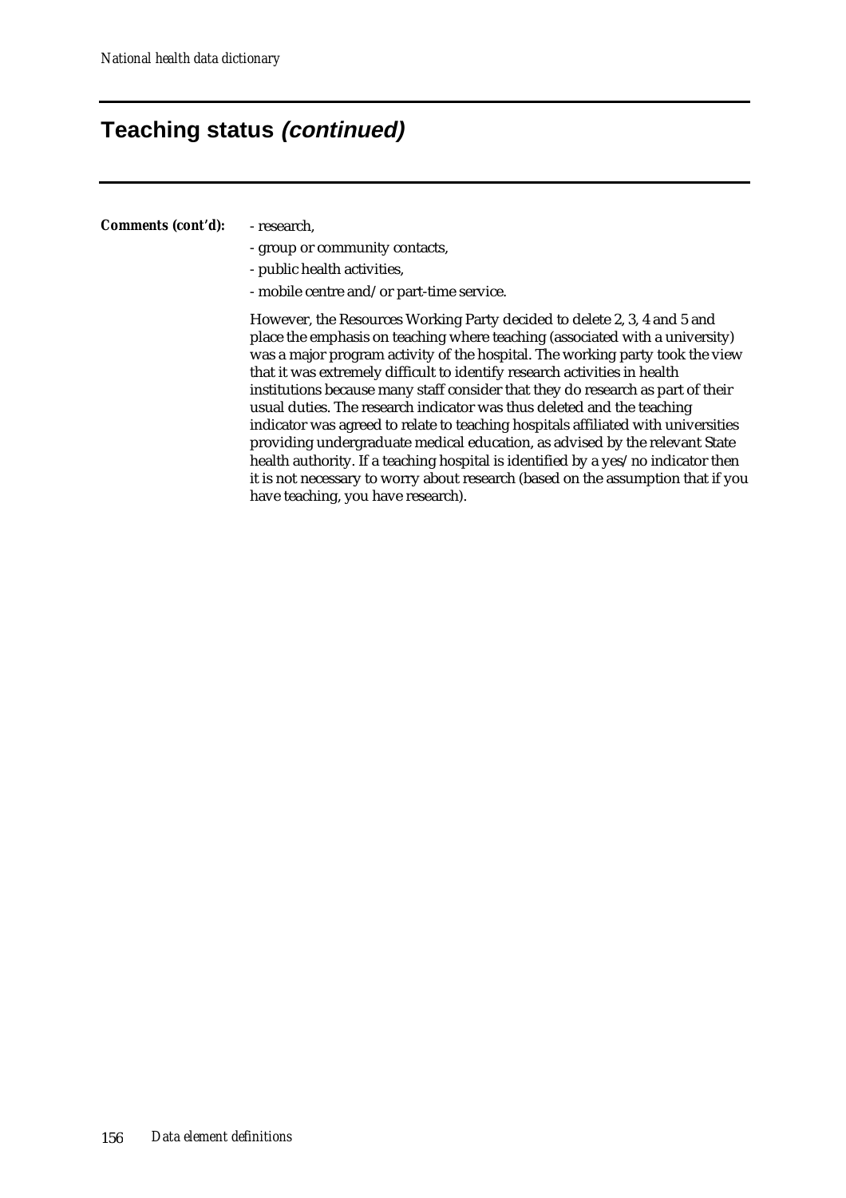## Teaching status *(continued)*

**Comments (cont'd):**

- research,
- group or community contacts,
- public health activities,
- mobile centre and/or part-time service.

However, the Resources Working Party decided to delete 2, 3, 4 and 5 and place the emphasis on teaching where teaching (associated with a university) was a major program activity of the hospital. The working party took the view that it was extremely difficult to identify research activities in health institutions because many staff consider that they do research as part of their usual duties. The research indicator was thus deleted and the teaching indicator was agreed to relate to teaching hospitals affiliated with universities providing undergraduate medical education, as advised by the relevant State health authority. If a teaching hospital is identified by a yes/no indicator then it is not necessary to worry about research (based on the assumption that if you have teaching, you have research).